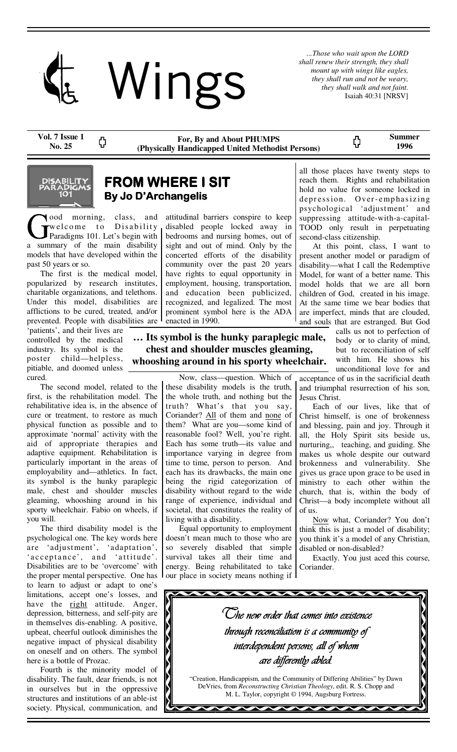# Wings

*...Those who wait upon the LORD shall renew their strength, they shall mount up with wings like eagles, they shall run and not be weary, they shall walk and not faint.*
Isaiah 40:31 [NRSV]

**Vol. 7 Issue 1 No. 25** | **For, By and About PHUMPS (Physically Handicapped United Methodist Persons)** | **Summer 1996**

DISABILITY PARADIGMS 101

## FROM WHERE I SIT

**By Jo D'Archangelis**

Good morning, class, and welcome to Disability Paradigms 101. Let's begin with a summary of the main disability models that have developed within the past 50 years or so.

The first is the medical model, popularized by research institutes, charitable organizations, and telethons. Under this model, disabilities are afflictions to be cured, treated, and/or prevented. People with disabilities are 'patients', and their lives are controlled by the medical industry. Its symbol is the poster child—helpless, pitiable, and doomed unless cured.

The second model, related to the first, is the rehabilitation model. The rehabilitative idea is, in the absence of cure or treatment, to restore as much physical function as possible and to approximate 'normal' activity with the aid of appropriate therapies and adaptive equipment. Rehabilitation is particularly important in the areas of employability and—athletics. In fact, its symbol is the hunky paraplegic male, chest and shoulder muscles gleaming, whooshing around in his sporty wheelchair. Fabio on wheels, if you will.

The third disability model is the psychological one. The key words here are 'adjustment', 'adaptation', 'acceptance', and 'attitude'. Disabilities are to be 'overcome' with the proper mental perspective. One has to learn to adjust or adapt to one's limitations, accept one's losses, and have the right attitude. Anger, depression, bitterness, and self-pity are in themselves dis-enabling. A positive, upbeat, cheerful outlook diminishes the negative impact of physical disability on oneself and on others. The symbol here is a bottle of Prozac.

Fourth is the minority model of disability. The fault, dear friends, is not in ourselves but in the oppressive structures and institutions of an able-ist society. Physical, communication, and attitudinal barriers conspire to keep disabled people locked away in bedrooms and nursing homes, out of sight and out of mind. Only by the concerted efforts of the disability community over the past 20 years have rights to equal opportunity in employment, housing, transportation, and education been publicized, recognized, and legalized. The most prominent symbol here is the ADA enacted in 1990.

> **… Its symbol is the hunky paraplegic male, chest and shoulder muscles gleaming, whooshing around in his sporty wheelchair.**

Now, class—question. Which of these disability models is the truth, the whole truth, and nothing but the truth? What's that you say, Coriander? All of them and none of them? What are you—some kind of reasonable fool? Well, you're right. Each has some truth—its value and importance varying in degree from time to time, person to person. And each has its drawbacks, the main one being the rigid categorization of disability without regard to the wide range of experience, individual and societal, that constitutes the reality of living with a disability.

Equal opportunity to employment doesn't mean much to those who are so severely disabled that simple survival takes all their time and energy. Being rehabilitated to take our place in society means nothing if all those places have twenty steps to reach them. Rights and rehabilitation hold no value for someone locked in depression. Over-emphasizing psychological 'adjustment' and suppressing attitude-with-a-capital-TOOD only result in perpetuating second-class citizenship.

At this point, class, I want to present another model or paradigm of disability—what I call the Redemptive Model, for want of a better name. This model holds that we are all born children of God, created in his image. At the same time we bear bodies that are imperfect, minds that are clouded, and souls that are estranged. But God calls us not to perfection of body or to clarity of mind, but to reconciliation of self with him. He shows his unconditional love for and acceptance of us in the sacrificial death and triumphal resurrection of his son, Jesus Christ.

Each of our lives, like that of Christ himself, is one of brokenness and blessing, pain and joy. Through it all, the Holy Spirit sits beside us, nurturing,, teaching, and guiding. She makes us whole despite our outward brokenness and vulnerability. She gives us grace upon grace to be used in ministry to each other within the church, that is, within the body of Christ—a body incomplete without all of us.

Now what, Coriander? You don't think this is just a model of disability; you think it's a model of any Christian, disabled or non-disabled?

Exactly. You just aced this course, Coriander.

---

*The new order that comes into existence through reconciliation is a community of interdependent persons, all of whom are differently abled.*

"Creation, Handicappism, and the Community of Differing Abilities" by Dawn DeVries, from *Reconstructing Christian Theology*, edit. R. S. Chopp and M. L. Taylor, copyright © 1994, Augsburg Fortress.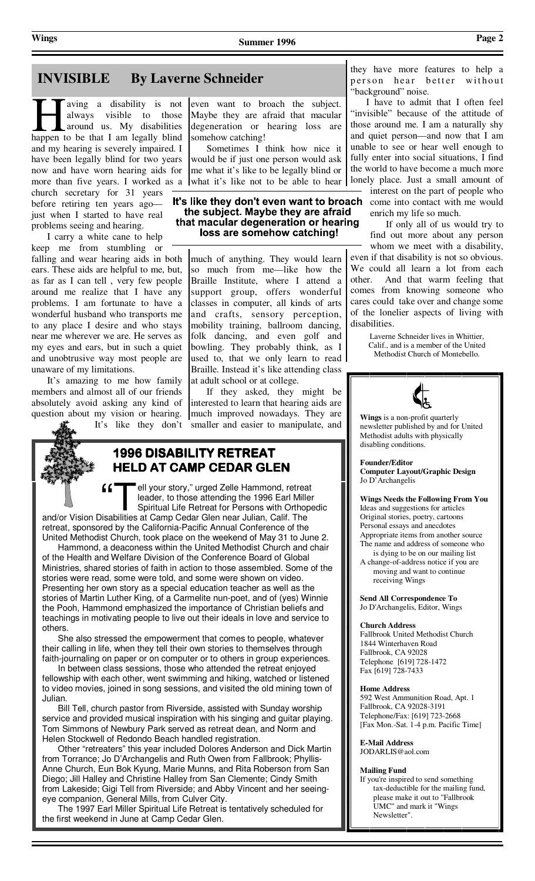## INVISIBLE By Laverne Schneider

Having a disability is not always visible to those around us. My disabilities happen to be that I am legally blind and my hearing is severely impaired. I have been legally blind for two years now and have worn hearing aids for more than five years. I worked as a church secretary for 31 years before retiring ten years ago—just when I started to have real problems seeing and hearing.

I carry a white cane to help keep me from stumbling or falling and wear hearing aids in both ears. These aids are helpful to me, but, as far as I can tell , very few people around me realize that I have any problems. I am fortunate to have a wonderful husband who transports me to any place I desire and who stays near me wherever we are. He serves as my eyes and ears, but in such a quiet and unobtrusive way most people are unaware of my limitations.

It's amazing to me how family members and almost all of our friends absolutely avoid asking any kind of question about my vision or hearing. It's like they don't even want to broach the subject. Maybe they are afraid that macular degeneration or hearing loss are somehow catching!

Sometimes I think how nice it would be if just one person would ask me what it's like to be legally blind or what it's like not to be able to hear much of anything. They would learn so much from me—like how the Braille Institute, where I attend a support group, offers wonderful classes in computer, all kinds of arts and crafts, sensory perception, mobility training, ballroom dancing, folk dancing, and even golf and bowling. They probably think, as I used to, that we only learn to read Braille. Instead it's like attending class at adult school or at college.

**It's like they don't even want to broach the subject. Maybe they are afraid that macular degeneration or hearing loss are somehow catching!**

If they asked, they might be interested to learn that hearing aids are much improved nowadays. They are smaller and easier to manipulate, and they have more features to help a person hear better without "background" noise.

I have to admit that I often feel "invisible" because of the attitude of those around me. I am a naturally shy and quiet person—and now that I am unable to see or hear well enough to fully enter into social situations, I find the world to have become a much more lonely place. Just a small amount of interest on the part of people who come into contact with me would enrich my life so much.

If only all of us would try to find out more about any person whom we meet with a disability, even if that disability is not so obvious. We could all learn a lot from each other. And that warm feeling that comes from knowing someone who cares could take over and change some of the lonelier aspects of living with disabilities.

Laverne Schneider lives in Whittier, Calif., and is a member of the United Methodist Church of Montebello.

## 1996 DISABILITY RETREAT HELD AT CAMP CEDAR GLEN

"Tell your story," urged Zelle Hammond, retreat leader, to those attending the 1996 Earl Miller Spiritual Life Retreat for Persons with Orthopedic and/or Vision Disabilities at Camp Cedar Glen near Julian, Calif. The retreat, sponsored by the California-Pacific Annual Conference of the United Methodist Church, took place on the weekend of May 31 to June 2.

Hammond, a deaconess within the United Methodist Church and chair of the Health and Welfare Division of the Conference Board of Global Ministries, shared stories of faith in action to those assembled. Some of the stories were read, some were told, and some were shown on video. Presenting her own story as a special education teacher as well as the stories of Martin Luther King, of a Carmelite nun-poet, and of (yes) Winnie the Pooh, Hammond emphasized the importance of Christian beliefs and teachings in motivating people to live out their ideals in love and service to others.

She also stressed the empowerment that comes to people, whatever their calling in life, when they tell their own stories to themselves through faith-journaling on paper or on computer or to others in group experiences.

In between class sessions, those who attended the retreat enjoyed fellowship with each other, went swimming and hiking, watched or listened to video movies, joined in song sessions, and visited the old mining town of Julian.

Bill Tell, church pastor from Riverside, assisted with Sunday worship service and provided musical inspiration with his singing and guitar playing. Tom Simmons of Newbury Park served as retreat dean, and Norm and Helen Stockwell of Redondo Beach handled registration.

Other "retreaters" this year included Dolores Anderson and Dick Martin from Torrance; Jo D'Archangelis and Ruth Owen from Fallbrook; Phyllis-Anne Church, Eun Bok Kyung, Marie Munns, and Rita Roberson from San Diego; Jill Halley and Christine Halley from San Clemente; Cindy Smith from Lakeside; Gigi Tell from Riverside; and Abby Vincent and her seeing-eye companion, General Mills, from Culver City.

The 1997 Earl Miller Spiritual Life Retreat is tentatively scheduled for the first weekend in June at Camp Cedar Glen.

---

**Wings** is a non-profit quarterly newsletter published by and for United Methodist adults with physically disabling conditions.

**Founder/Editor**
**Computer Layout/Graphic Design**
Jo D'Archangelis

**Wings Needs the Following From You**
Ideas and suggestions for articles
Original stories, poetry, cartoons
Personal essays and anecdotes
Appropriate items from another source
The name and address of someone who is dying to be on our mailing list
A change-of-address notice if you are moving and want to continue receiving Wings

**Send All Correspondence To**
Jo D'Archangelis, Editor, Wings

**Church Address**
Fallbrook United Methodist Church
1844 Winterhaven Road
Fallbrook, CA 92028
Telephone [619] 728-1472
Fax [619] 728-7433

**Home Address**
592 West Ammunition Road, Apt. 1
Fallbrook, CA 92028-3191
Telephone/Fax: [619] 723-2668
[Fax Mon.-Sat. 1-4 p.m. Pacific Time]

**E-Mail Address**
JODARLIS@aol.com

**Mailing Fund**
If you're inspired to send something tax-deductible for the mailing fund, please make it out to "Fallbrook UMC" and mark it "Wings Newsletter".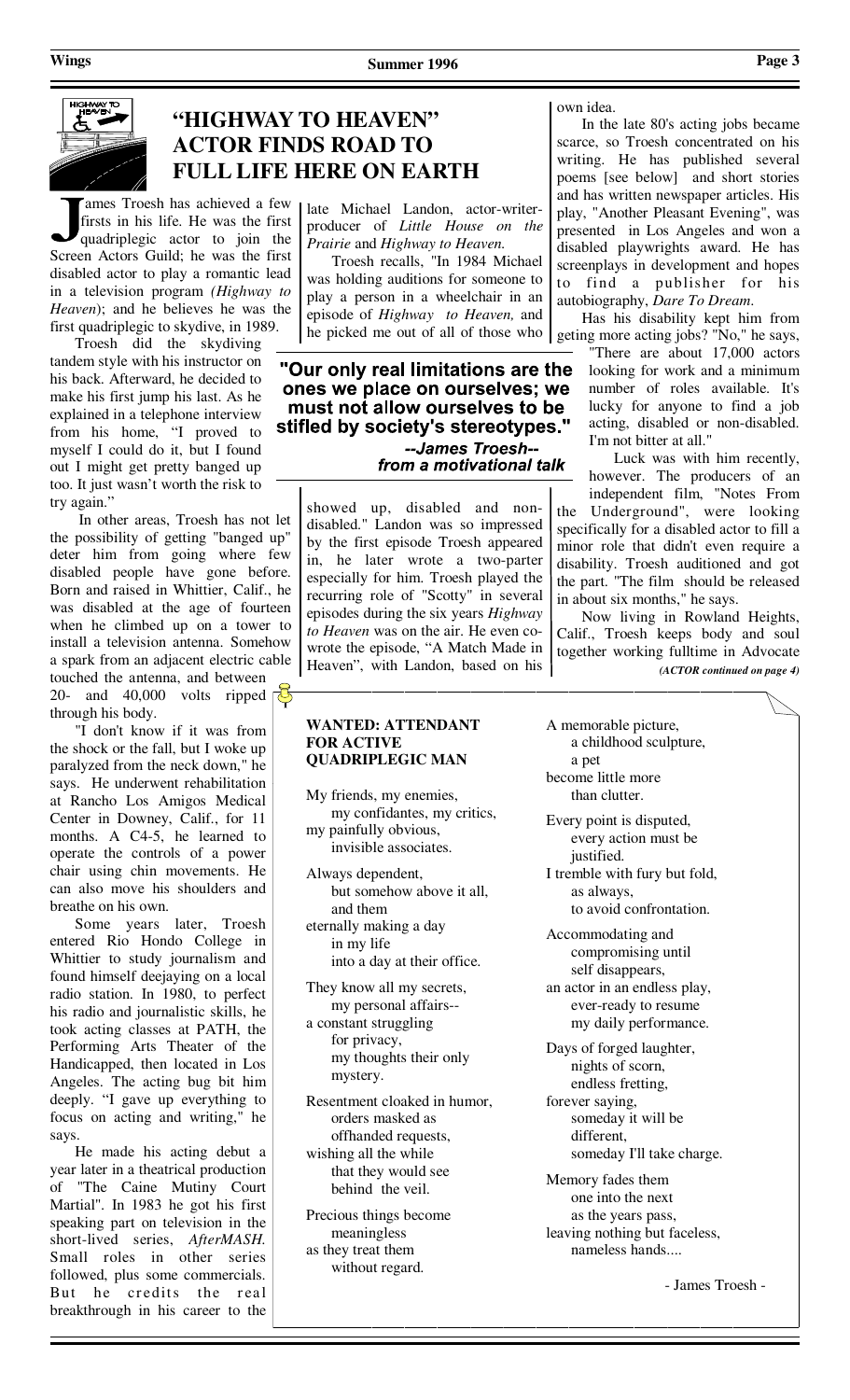# "HIGHWAY TO HEAVEN" ACTOR FINDS ROAD TO FULL LIFE HERE ON EARTH

James Troesh has achieved a few firsts in his life. He was the first quadriplegic actor to join the Screen Actors Guild; he was the first disabled actor to play a romantic lead in a television program *(Highway to Heaven)*; and he believes he was the first quadriplegic to skydive, in 1989.

Troesh did the skydiving tandem style with his instructor on his back. Afterward, he decided to make his first jump his last. As he explained in a telephone interview from his home, "I proved to myself I could do it, but I found out I might get pretty banged up too. It just wasn't worth the risk to try again."

In other areas, Troesh has not let the possibility of getting "banged up" deter him from going where few disabled people have gone before. Born and raised in Whittier, Calif., he was disabled at the age of fourteen when he climbed up on a tower to install a television antenna. Somehow a spark from an adjacent electric cable touched the antenna, and between 20- and 40,000 volts ripped through his body.

"I don't know if it was from the shock or the fall, but I woke up paralyzed from the neck down," he says. He underwent rehabilitation at Rancho Los Amigos Medical Center in Downey, Calif., for 11 months. A C4-5, he learned to operate the controls of a power chair using chin movements. He can also move his shoulders and breathe on his own.

Some years later, Troesh entered Rio Hondo College in Whittier to study journalism and found himself deejaying on a local radio station. In 1980, to perfect his radio and journalistic skills, he took acting classes at PATH, the Performing Arts Theater of the Handicapped, then located in Los Angeles. The acting bug bit him deeply. "I gave up everything to focus on acting and writing," he says.

He made his acting debut a year later in a theatrical production of "The Caine Mutiny Court Martial". In 1983 he got his first speaking part on television in the short-lived series, *AfterMASH.* Small roles in other series followed, plus some commercials. But he credits the real breakthrough in his career to the late Michael Landon, actor-writer-producer of *Little House on the Prairie* and *Highway to Heaven.*

Troesh recalls, "In 1984 Michael was holding auditions for someone to play a person in a wheelchair in an episode of *Highway to Heaven,* and he picked me out of all of those who showed up, disabled and non-disabled." Landon was so impressed by the first episode Troesh appeared in, he later wrote a two-parter especially for him. Troesh played the recurring role of "Scotty" in several episodes during the six years *Highway to Heaven* was on the air. He even co-wrote the episode, "A Match Made in Heaven", with Landon, based on his own idea.

> **"Our only real limitations are the ones we place on ourselves; we must not allow ourselves to be stifled by society's stereotypes."**
>
> ***--James Troesh-- from a motivational talk***

In the late 80's acting jobs became scarce, so Troesh concentrated on his writing. He has published several poems [see below] and short stories and has written newspaper articles. His play, "Another Pleasant Evening", was presented in Los Angeles and won a disabled playwrights award. He has screenplays in development and hopes to find a publisher for his autobiography, *Dare To Dream*.

Has his disability kept him from geting more acting jobs? "No," he says, "There are about 17,000 actors looking for work and a minimum number of roles available. It's lucky for anyone to find a job acting, disabled or non-disabled. I'm not bitter at all."

Luck was with him recently, however. The producers of an independent film, "Notes From the Underground", were looking specifically for a disabled actor to fill a minor role that didn't even require a disability. Troesh auditioned and got the part. "The film should be released in about six months," he says.

Now living in Rowland Heights, Calif., Troesh keeps body and soul together working fulltime in Advocate

***(ACTOR continued on page 4)***

---

**WANTED: ATTENDANT FOR ACTIVE QUADRIPLEGIC MAN**

My friends, my enemies,
my confidantes, my critics,
my painfully obvious,
invisible associates.

Always dependent,
but somehow above it all,
and them
eternally making a day
in my life
into a day at their office.

They know all my secrets,
my personal affairs--
a constant struggling
for privacy,
my thoughts their only
mystery.

Resentment cloaked in humor,
orders masked as
offhanded requests,
wishing all the while
that they would see
behind the veil.

Precious things become
meaningless
as they treat them
without regard.

A memorable picture,
a childhood sculpture,
a pet
become little more
than clutter.

Every point is disputed,
every action must be
justified.
I tremble with fury but fold,
as always,
to avoid confrontation.

Accommodating and
compromising until
self disappears,
an actor in an endless play,
ever-ready to resume
my daily performance.

Days of forged laughter,
nights of scorn,
endless fretting,
forever saying,
someday it will be
different,
someday I'll take charge.

Memory fades them
one into the next
as the years pass,
leaving nothing but faceless,
nameless hands....

- James Troesh -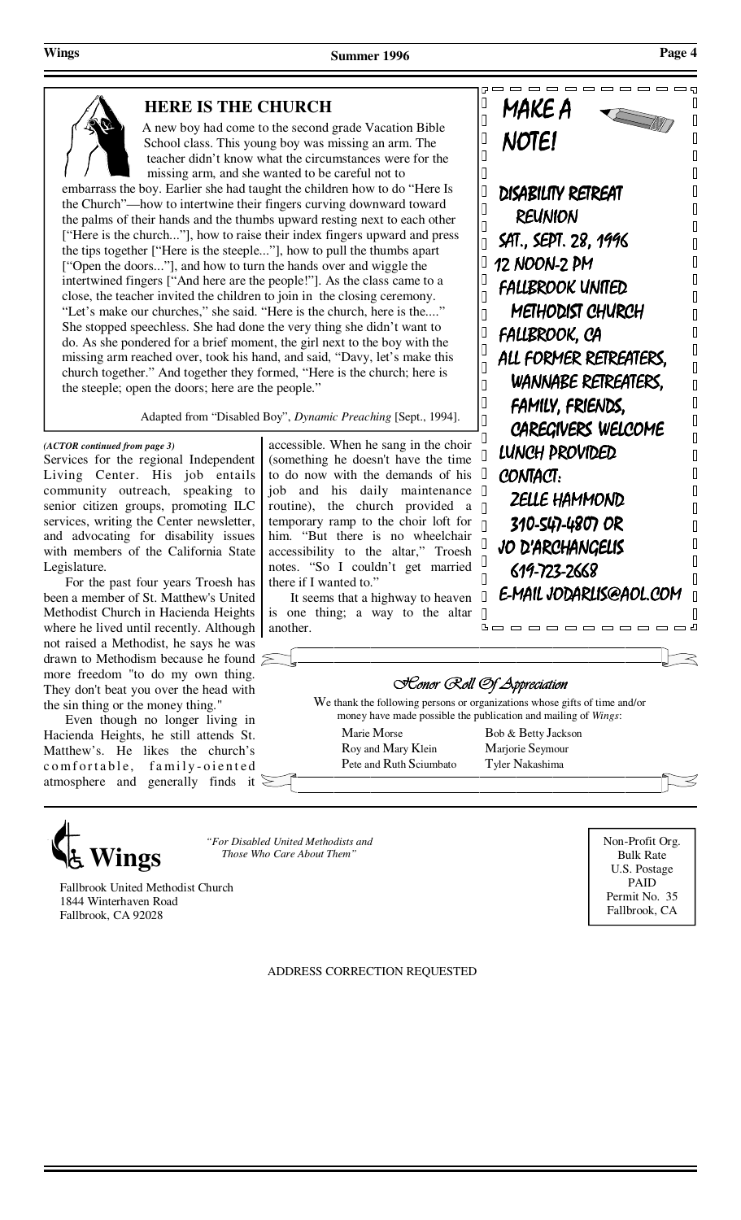## HERE IS THE CHURCH

A new boy had come to the second grade Vacation Bible School class. This young boy was missing an arm. The teacher didn't know what the circumstances were for the missing arm, and she wanted to be careful not to embarrass the boy. Earlier she had taught the children how to do "Here Is the Church"—how to intertwine their fingers curving downward toward the palms of their hands and the thumbs upward resting next to each other ["Here is the church..."], how to raise their index fingers upward and press the tips together ["Here is the steeple..."], how to pull the thumbs apart ["Open the doors..."], and how to turn the hands over and wiggle the intertwined fingers ["And here are the people!"]. As the class came to a close, the teacher invited the children to join in the closing ceremony. "Let's make our churches," she said. "Here is the church, here is the...." She stopped speechless. She had done the very thing she didn't want to do. As she pondered for a brief moment, the girl next to the boy with the missing arm reached over, took his hand, and said, "Davy, let's make this church together." And together they formed, "Here is the church; here is the steeple; open the doors; here are the people."

Adapted from "Disabled Boy", *Dynamic Preaching* [Sept., 1994].

## MAKE A NOTE!

**DISABILITY RETREAT REUNION**
SAT., SEPT. 28, 1996
12 NOON-2 PM
FALLBROOK UNITED METHODIST CHURCH
FALLBROOK, CA
ALL FORMER RETREATERS, WANNABE RETREATERS, FAMILY, FRIENDS, CAREGIVERS WELCOME
LUNCH PROVIDED
CONTACT:
ZELLE HAMMOND 310-547-4807 OR
JO D'ARCHANGELIS 619-723-2668
E-MAIL JODARLIS@AOL.COM

*(ACTOR continued from page 3)*

Services for the regional Independent Living Center. His job entails community outreach, speaking to senior citizen groups, promoting ILC services, writing the Center newsletter, and advocating for disability issues with members of the California State Legislature.

For the past four years Troesh has been a member of St. Matthew's United Methodist Church in Hacienda Heights where he lived until recently. Although not raised a Methodist, he says he was drawn to Methodism because he found more freedom "to do my own thing. They don't beat you over the head with the sin thing or the money thing."

Even though no longer living in Hacienda Heights, he still attends St. Matthew's. He likes the church's comfortable, family-oiented atmosphere and generally finds it accessible. When he sang in the choir (something he doesn't have the time to do now with the demands of his job and his daily maintenance routine), the church provided a temporary ramp to the choir loft for him. "But there is no wheelchair accessibility to the altar," Troesh notes. "So I couldn't get married there if I wanted to."

It seems that a highway to heaven is one thing; a way to the altar another.

### Honor Roll Of Appreciation

We thank the following persons or organizations whose gifts of time and/or money have made possible the publication and mailing of *Wings*:

| | |
|---|---|
| Marie Morse | Bob & Betty Jackson |
| Roy and Mary Klein | Marjorie Seymour |
| Pete and Ruth Sciumbato | Tyler Nakashima |

**Wings**

*"For Disabled United Methodists and Those Who Care About Them"*

Fallbrook United Methodist Church
1844 Winterhaven Road
Fallbrook, CA 92028

Non-Profit Org.
Bulk Rate
U.S. Postage
PAID
Permit No. 35
Fallbrook, CA

ADDRESS CORRECTION REQUESTED